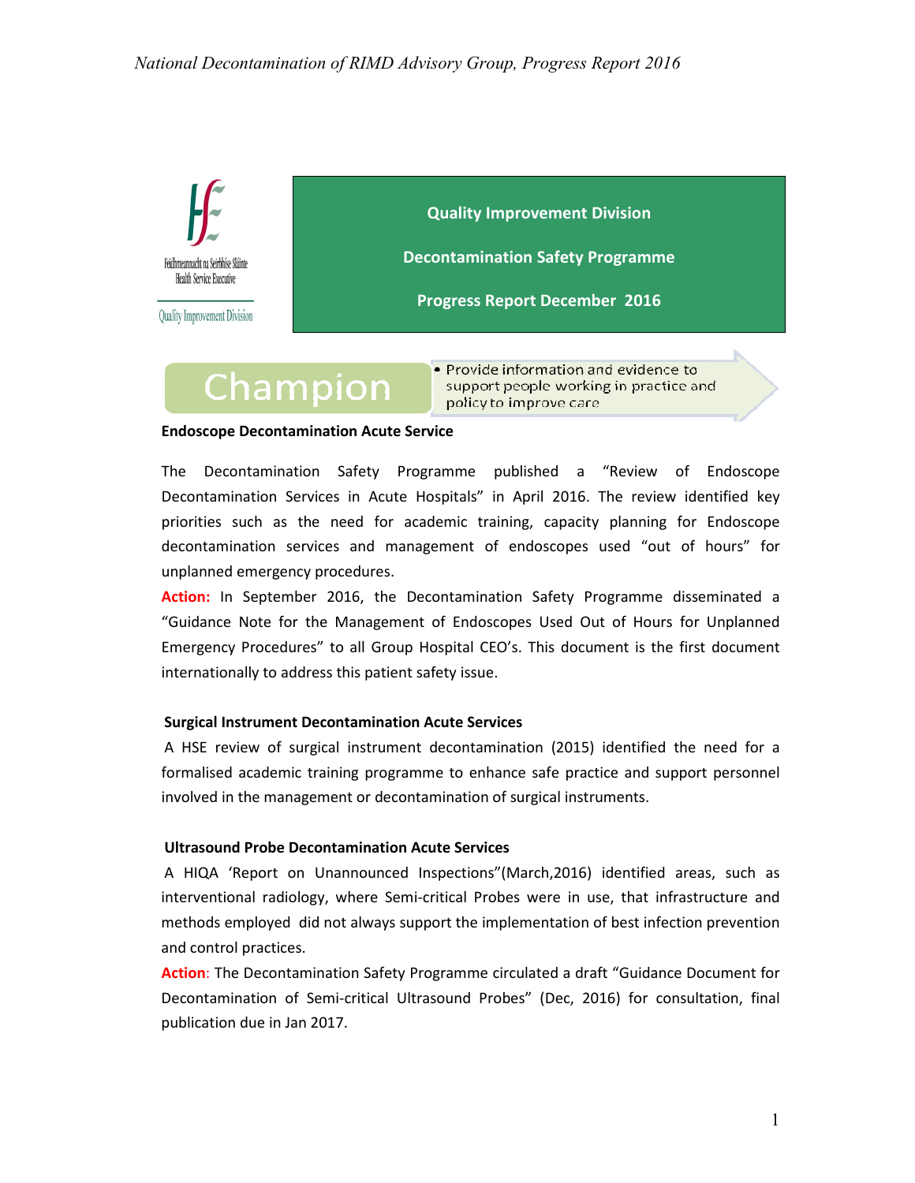Feidhmeannacht na Seirbhíse Sláinte
Health Service Executive

Quality Improvement Division

**Quality Improvement Division**

**Decontamination Safety Programme**

**Progress Report December 2016**

Champion

- Provide information and evidence to support people working in practice and policy to improve care

### Endoscope Decontamination Acute Service

The Decontamination Safety Programme published a "Review of Endoscope Decontamination Services in Acute Hospitals" in April 2016. The review identified key priorities such as the need for academic training, capacity planning for Endoscope decontamination services and management of endoscopes used "out of hours" for unplanned emergency procedures.

**Action:** In September 2016, the Decontamination Safety Programme disseminated a "Guidance Note for the Management of Endoscopes Used Out of Hours for Unplanned Emergency Procedures" to all Group Hospital CEO's. This document is the first document internationally to address this patient safety issue.

### Surgical Instrument Decontamination Acute Services

A HSE review of surgical instrument decontamination (2015) identified the need for a formalised academic training programme to enhance safe practice and support personnel involved in the management or decontamination of surgical instruments.

### Ultrasound Probe Decontamination Acute Services

A HIQA 'Report on Unannounced Inspections"(March,2016) identified areas, such as interventional radiology, where Semi-critical Probes were in use, that infrastructure and methods employed did not always support the implementation of best infection prevention and control practices.

**Action**: The Decontamination Safety Programme circulated a draft "Guidance Document for Decontamination of Semi-critical Ultrasound Probes" (Dec, 2016) for consultation, final publication due in Jan 2017.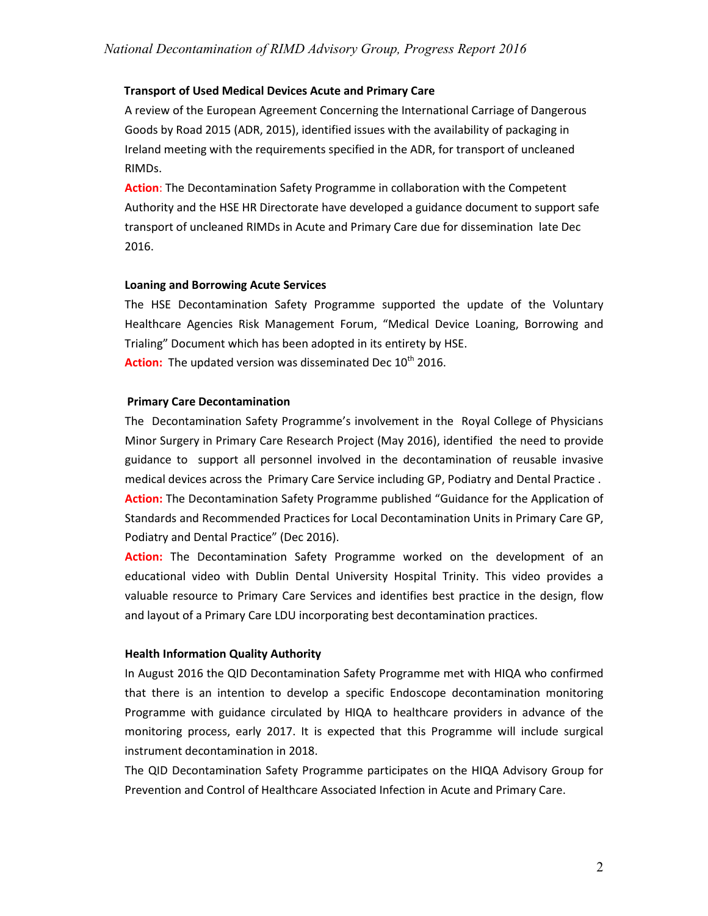### Transport of Used Medical Devices Acute and Primary Care

A review of the European Agreement Concerning the International Carriage of Dangerous Goods by Road 2015 (ADR, 2015), identified issues with the availability of packaging in Ireland meeting with the requirements specified in the ADR, for transport of uncleaned RIMDs.

**Action**: The Decontamination Safety Programme in collaboration with the Competent Authority and the HSE HR Directorate have developed a guidance document to support safe transport of uncleaned RIMDs in Acute and Primary Care due for dissemination late Dec 2016.

### Loaning and Borrowing Acute Services

The HSE Decontamination Safety Programme supported the update of the Voluntary Healthcare Agencies Risk Management Forum, "Medical Device Loaning, Borrowing and Trialing" Document which has been adopted in its entirety by HSE.

**Action:** The updated version was disseminated Dec 10th 2016.

### Primary Care Decontamination

The Decontamination Safety Programme's involvement in the Royal College of Physicians Minor Surgery in Primary Care Research Project (May 2016), identified the need to provide guidance to support all personnel involved in the decontamination of reusable invasive medical devices across the Primary Care Service including GP, Podiatry and Dental Practice .

**Action:** The Decontamination Safety Programme published "Guidance for the Application of Standards and Recommended Practices for Local Decontamination Units in Primary Care GP, Podiatry and Dental Practice" (Dec 2016).

**Action:** The Decontamination Safety Programme worked on the development of an educational video with Dublin Dental University Hospital Trinity. This video provides a valuable resource to Primary Care Services and identifies best practice in the design, flow and layout of a Primary Care LDU incorporating best decontamination practices.

### Health Information Quality Authority

In August 2016 the QID Decontamination Safety Programme met with HIQA who confirmed that there is an intention to develop a specific Endoscope decontamination monitoring Programme with guidance circulated by HIQA to healthcare providers in advance of the monitoring process, early 2017. It is expected that this Programme will include surgical instrument decontamination in 2018.

The QID Decontamination Safety Programme participates on the HIQA Advisory Group for Prevention and Control of Healthcare Associated Infection in Acute and Primary Care.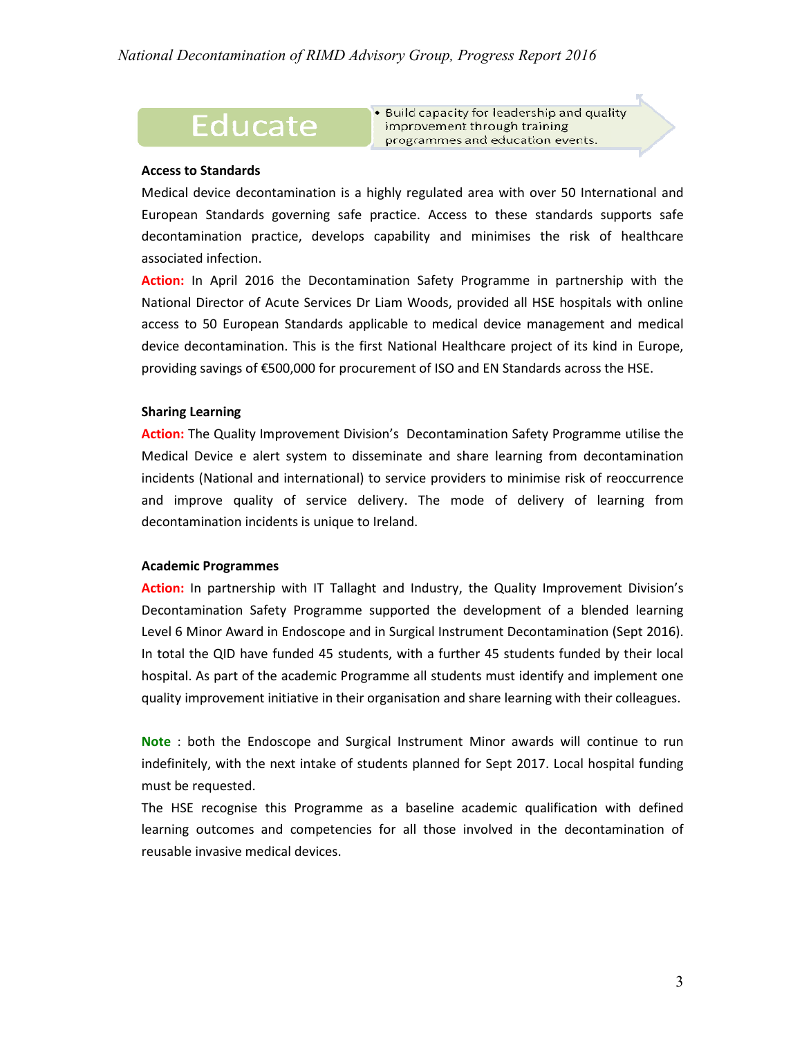# Educate

- Build capacity for leadership and quality improvement through training programmes and education events.

**Access to Standards**

Medical device decontamination is a highly regulated area with over 50 International and European Standards governing safe practice. Access to these standards supports safe decontamination practice, develops capability and minimises the risk of healthcare associated infection.

**Action:** In April 2016 the Decontamination Safety Programme in partnership with the National Director of Acute Services Dr Liam Woods, provided all HSE hospitals with online access to 50 European Standards applicable to medical device management and medical device decontamination. This is the first National Healthcare project of its kind in Europe, providing savings of €500,000 for procurement of ISO and EN Standards across the HSE.

**Sharing Learning**

**Action:** The Quality Improvement Division's Decontamination Safety Programme utilise the Medical Device e alert system to disseminate and share learning from decontamination incidents (National and international) to service providers to minimise risk of reoccurrence and improve quality of service delivery. The mode of delivery of learning from decontamination incidents is unique to Ireland.

**Academic Programmes**

**Action:** In partnership with IT Tallaght and Industry, the Quality Improvement Division's Decontamination Safety Programme supported the development of a blended learning Level 6 Minor Award in Endoscope and in Surgical Instrument Decontamination (Sept 2016). In total the QID have funded 45 students, with a further 45 students funded by their local hospital. As part of the academic Programme all students must identify and implement one quality improvement initiative in their organisation and share learning with their colleagues.

**Note** : both the Endoscope and Surgical Instrument Minor awards will continue to run indefinitely, with the next intake of students planned for Sept 2017. Local hospital funding must be requested.

The HSE recognise this Programme as a baseline academic qualification with defined learning outcomes and competencies for all those involved in the decontamination of reusable invasive medical devices.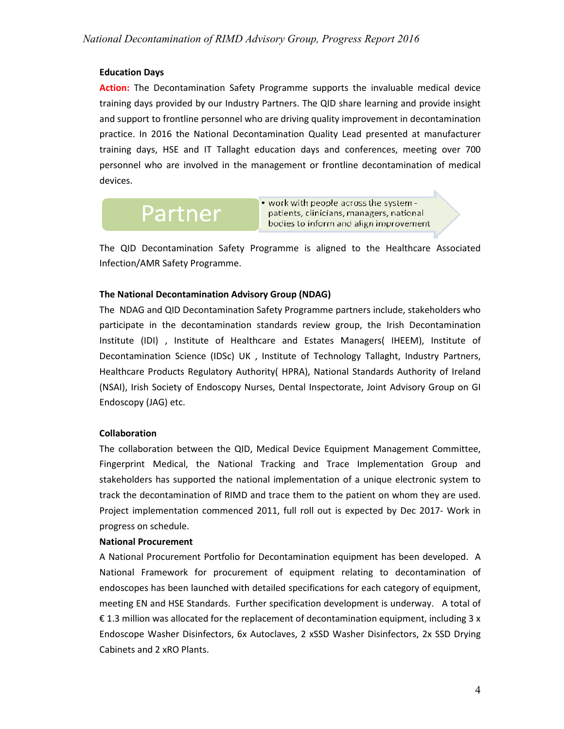**Education Days**

**Action:** The Decontamination Safety Programme supports the invaluable medical device training days provided by our Industry Partners. The QID share learning and provide insight and support to frontline personnel who are driving quality improvement in decontamination practice. In 2016 the National Decontamination Quality Lead presented at manufacturer training days, HSE and IT Tallaght education days and conferences, meeting over 700 personnel who are involved in the management or frontline decontamination of medical devices.

**Partner**

- work with people across the system - patients, clinicians, managers, national bodies to inform and align improvement

The QID Decontamination Safety Programme is aligned to the Healthcare Associated Infection/AMR Safety Programme.

**The National Decontamination Advisory Group (NDAG)**

The NDAG and QID Decontamination Safety Programme partners include, stakeholders who participate in the decontamination standards review group, the Irish Decontamination Institute (IDI) , Institute of Healthcare and Estates Managers( IHEEM), Institute of Decontamination Science (IDSc) UK , Institute of Technology Tallaght, Industry Partners, Healthcare Products Regulatory Authority( HPRA), National Standards Authority of Ireland (NSAI), Irish Society of Endoscopy Nurses, Dental Inspectorate, Joint Advisory Group on GI Endoscopy (JAG) etc.

**Collaboration**

The collaboration between the QID, Medical Device Equipment Management Committee, Fingerprint Medical, the National Tracking and Trace Implementation Group and stakeholders has supported the national implementation of a unique electronic system to track the decontamination of RIMD and trace them to the patient on whom they are used. Project implementation commenced 2011, full roll out is expected by Dec 2017- Work in progress on schedule.

**National Procurement**

A National Procurement Portfolio for Decontamination equipment has been developed. A National Framework for procurement of equipment relating to decontamination of endoscopes has been launched with detailed specifications for each category of equipment, meeting EN and HSE Standards. Further specification development is underway. A total of € 1.3 million was allocated for the replacement of decontamination equipment, including 3 x Endoscope Washer Disinfectors, 6x Autoclaves, 2 xSSD Washer Disinfectors, 2x SSD Drying Cabinets and 2 xRO Plants.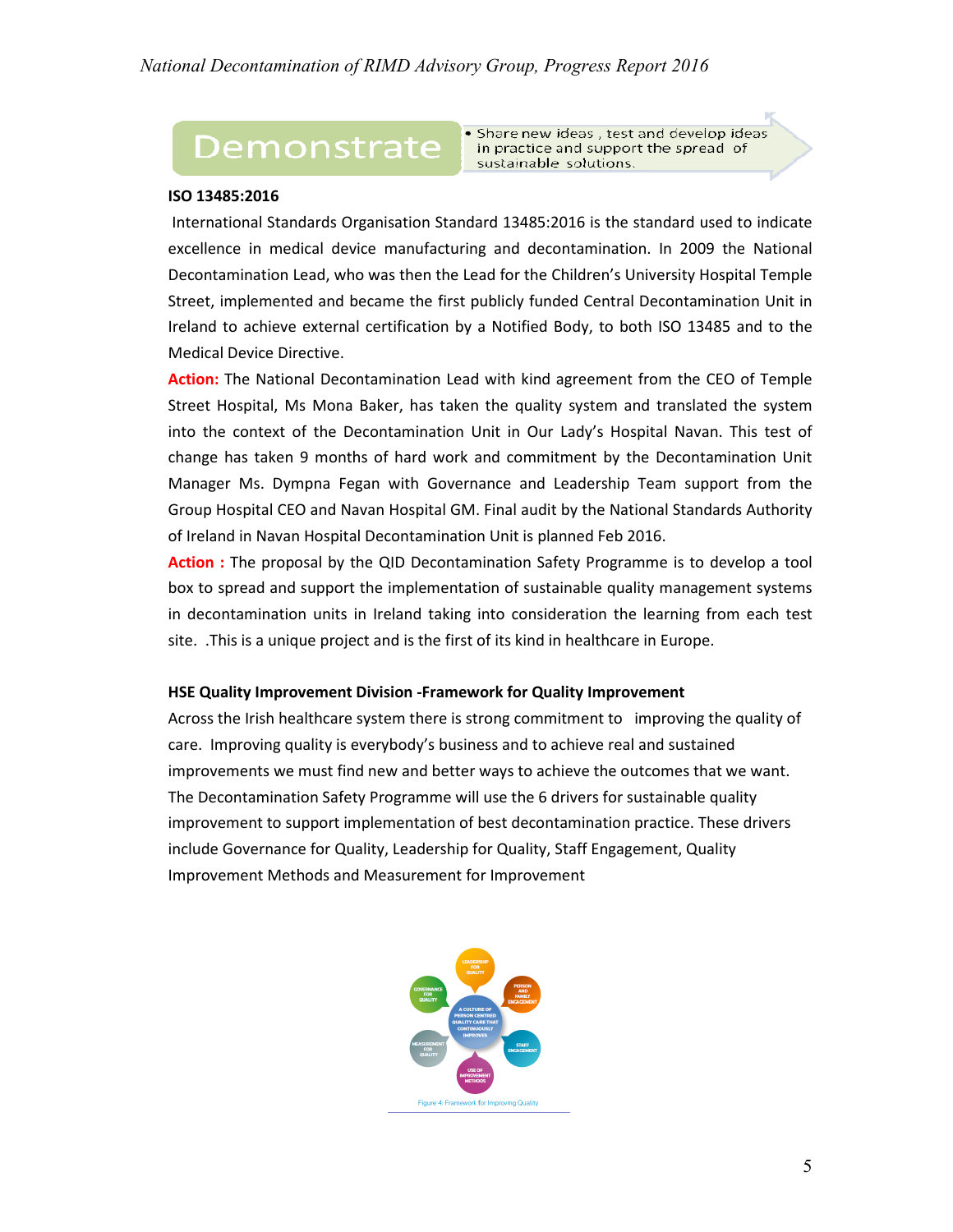**Demonstrate**

- Share new ideas , test and develop ideas in practice and support the spread of sustainable solutions.

**ISO 13485:2016**

International Standards Organisation Standard 13485:2016 is the standard used to indicate excellence in medical device manufacturing and decontamination. In 2009 the National Decontamination Lead, who was then the Lead for the Children's University Hospital Temple Street, implemented and became the first publicly funded Central Decontamination Unit in Ireland to achieve external certification by a Notified Body, to both ISO 13485 and to the Medical Device Directive.

**Action:** The National Decontamination Lead with kind agreement from the CEO of Temple Street Hospital, Ms Mona Baker, has taken the quality system and translated the system into the context of the Decontamination Unit in Our Lady's Hospital Navan. This test of change has taken 9 months of hard work and commitment by the Decontamination Unit Manager Ms. Dympna Fegan with Governance and Leadership Team support from the Group Hospital CEO and Navan Hospital GM. Final audit by the National Standards Authority of Ireland in Navan Hospital Decontamination Unit is planned Feb 2016.

**Action :** The proposal by the QID Decontamination Safety Programme is to develop a tool box to spread and support the implementation of sustainable quality management systems in decontamination units in Ireland taking into consideration the learning from each test site. .This is a unique project and is the first of its kind in healthcare in Europe.

**HSE Quality Improvement Division -Framework for Quality Improvement**

Across the Irish healthcare system there is strong commitment to improving the quality of care. Improving quality is everybody's business and to achieve real and sustained improvements we must find new and better ways to achieve the outcomes that we want. The Decontamination Safety Programme will use the 6 drivers for sustainable quality improvement to support implementation of best decontamination practice. These drivers include Governance for Quality, Leadership for Quality, Staff Engagement, Quality Improvement Methods and Measurement for Improvement

Figure 4: Framework for Improving Quality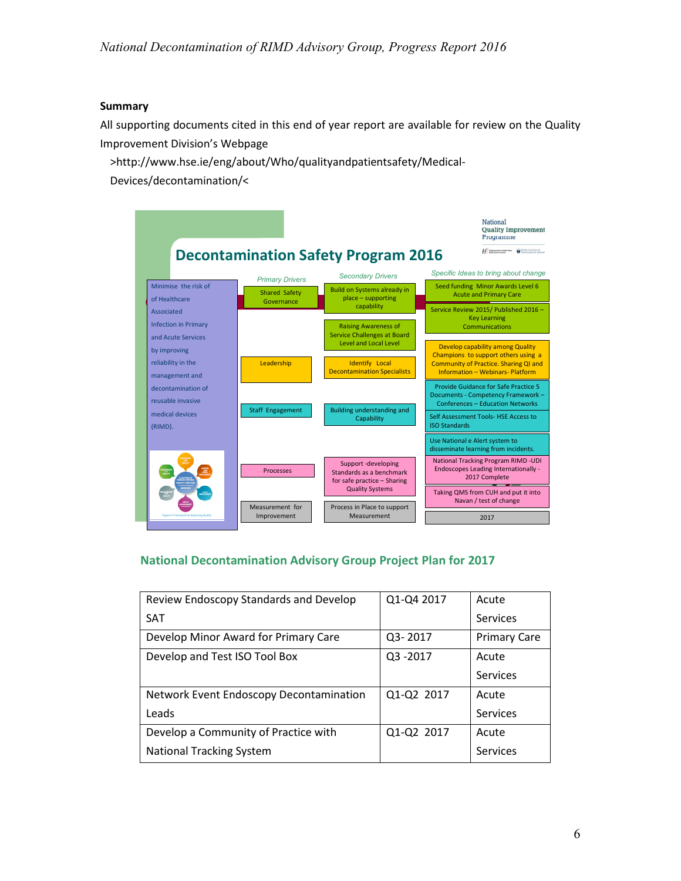**Summary**

All supporting documents cited in this end of year report are available for review on the Quality Improvement Division's Webpage

>http://www.hse.ie/eng/about/Who/qualityandpatientsafety/Medical-Devices/decontamination/<

National Quality Improvement Programme

Decontamination Safety Program 2016

Minimise the risk of Healthcare Associated Infection in Primary and Acute Services by improving reliability in the management and decontamination of reusable invasive medical devices (RIMD).

Figure A: Framework for Improving Quality

Primary Drivers

Shared Safety Governance

Leadership

Staff Engagement

Processes

Measurement for Improvement

Secondary Drivers

Build on Systems already in place – supporting capability

Raising Awareness of Service Challenges at Board Level and Local Level

Identify Local Decontamination Specialists

Building understanding and Capability

Support -developing Standards as a benchmark for safe practice – Sharing Quality Systems

Process in Place to support Measurement

Specific Ideas to bring about change

Seed funding Minor Awards Level 6 Acute and Primary Care

Service Review 2015/ Published 2016 – Key Learning Communications

Develop capability among Quality Champions to support others using a Community of Practice. Sharing QI and Information – Webinars- Platform

Provide Guidance for Safe Practice 5 Documents - Competency Framework – Conferences – Education Networks

Self Assessment Tools- HSE Access to ISO Standards

Use National e Alert system to disseminate learning from incidents.

National Tracking Program RIMD -UDI Endoscopes Leading Internationally - 2017 Complete

Taking QMS from CUH and put it into Navan / test of change

2017

## National Decontamination Advisory Group Project Plan for 2017

| | | |
|---|---|---|
| Review Endoscopy Standards and Develop SAT | Q1-Q4 2017 | Acute Services |
| Develop Minor Award for Primary Care | Q3- 2017 | Primary Care |
| Develop and Test ISO Tool Box | Q3 -2017 | Acute Services |
| Network Event Endoscopy Decontamination Leads | Q1-Q2 2017 | Acute Services |
| Develop a Community of Practice with National Tracking System | Q1-Q2 2017 | Acute Services |